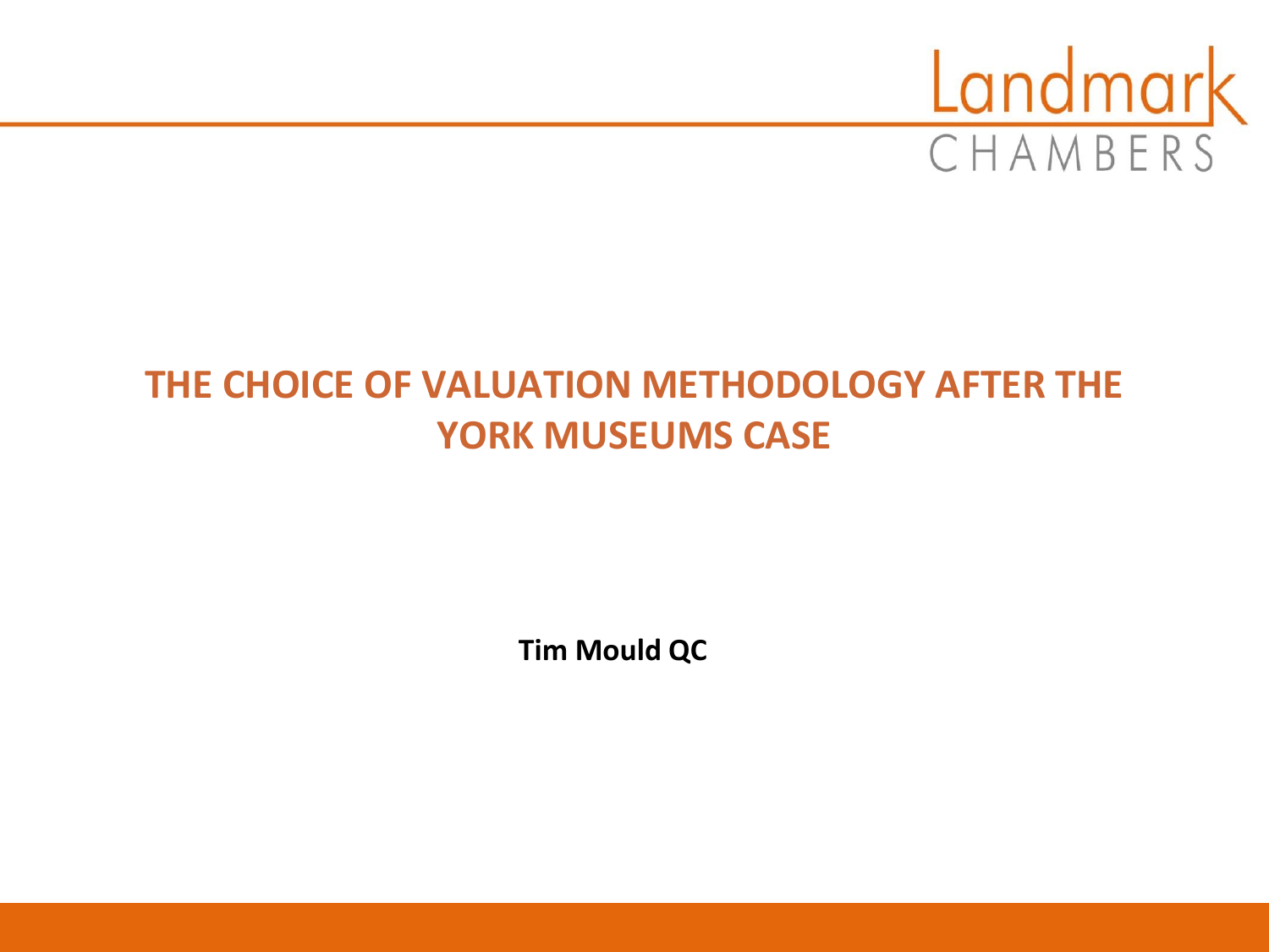Landmark CHAMBERS

# THE CHOICE OF VALUATION METHODOLOGY AFTER THE YORK MUSEUMS CASE

**Tim Mould QC**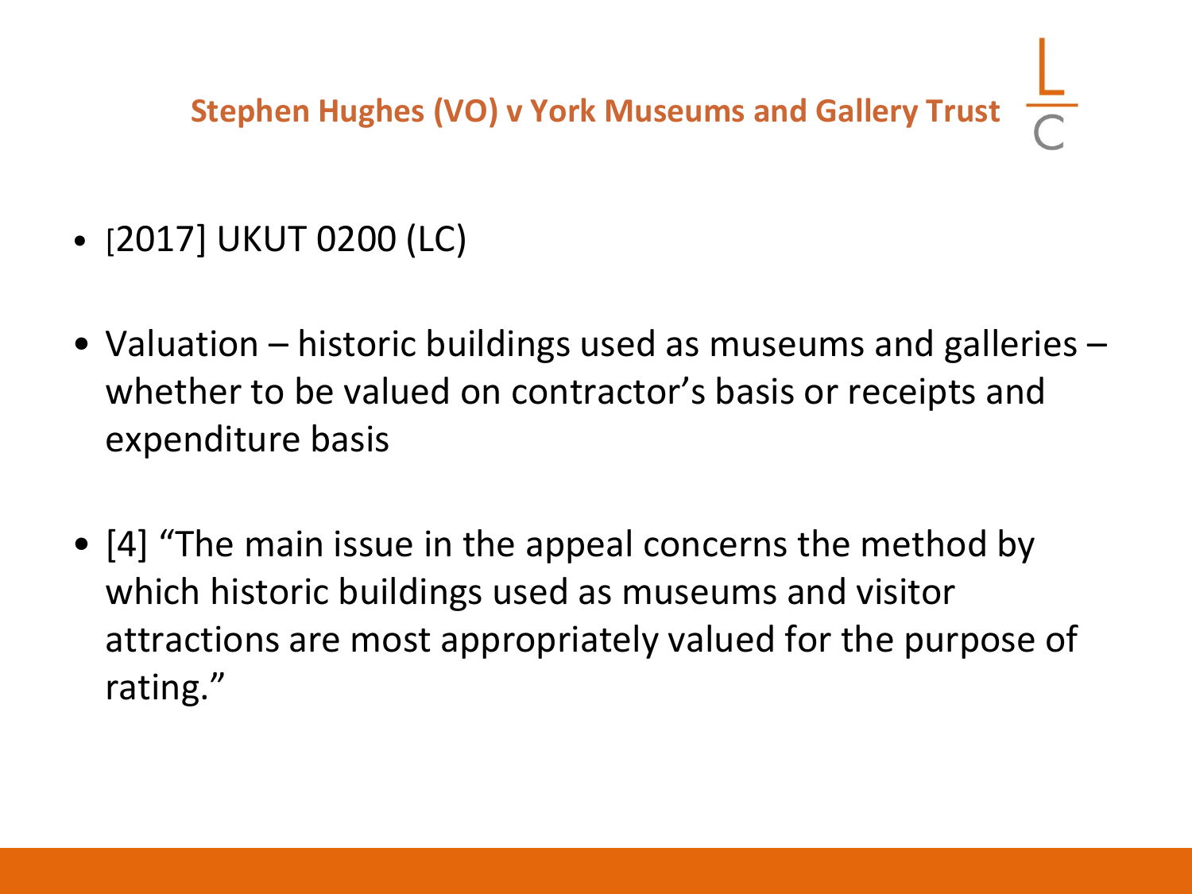## Stephen Hughes (VO) v York Museums and Gallery Trust

- [2017] UKUT 0200 (LC)

- Valuation – historic buildings used as museums and galleries – whether to be valued on contractor's basis or receipts and expenditure basis

- [4] "The main issue in the appeal concerns the method by which historic buildings used as museums and visitor attractions are most appropriately valued for the purpose of rating."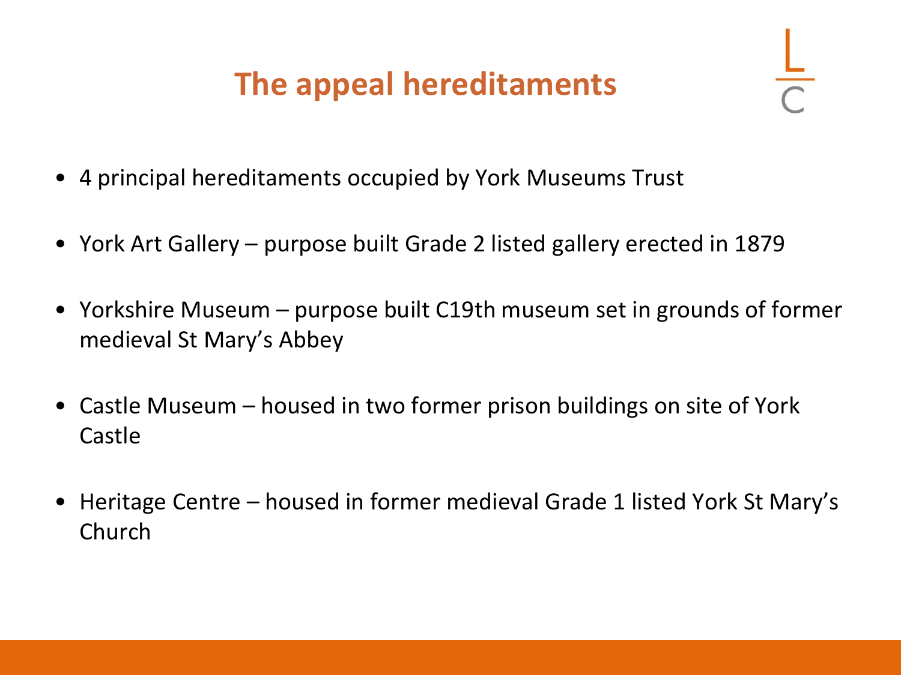# The appeal hereditaments

- 4 principal hereditaments occupied by York Museums Trust
- York Art Gallery – purpose built Grade 2 listed gallery erected in 1879
- Yorkshire Museum – purpose built C19th museum set in grounds of former medieval St Mary's Abbey
- Castle Museum – housed in two former prison buildings on site of York Castle
- Heritage Centre – housed in former medieval Grade 1 listed York St Mary's Church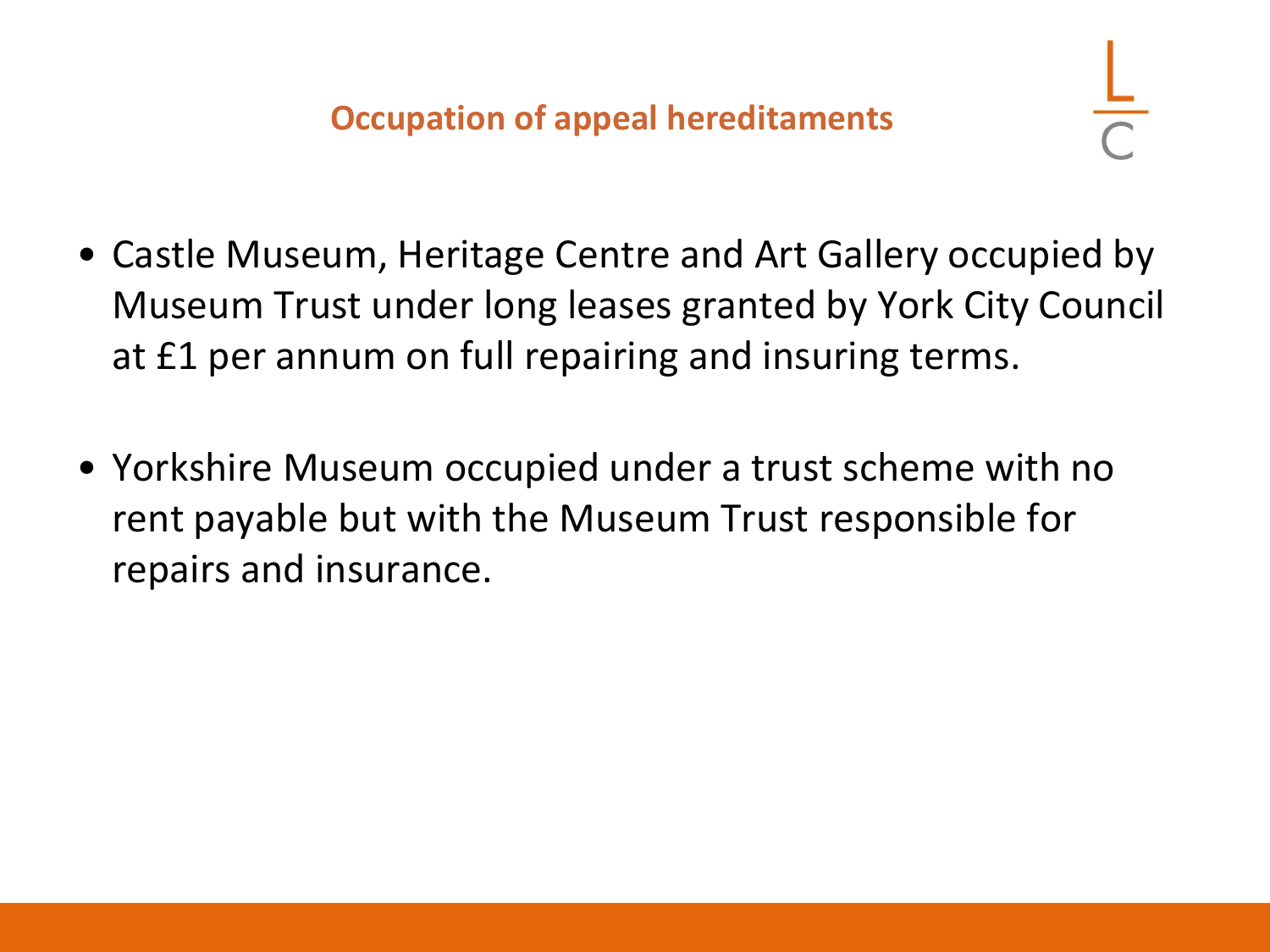## Occupation of appeal hereditaments

- Castle Museum, Heritage Centre and Art Gallery occupied by Museum Trust under long leases granted by York City Council at £1 per annum on full repairing and insuring terms.

- Yorkshire Museum occupied under a trust scheme with no rent payable but with the Museum Trust responsible for repairs and insurance.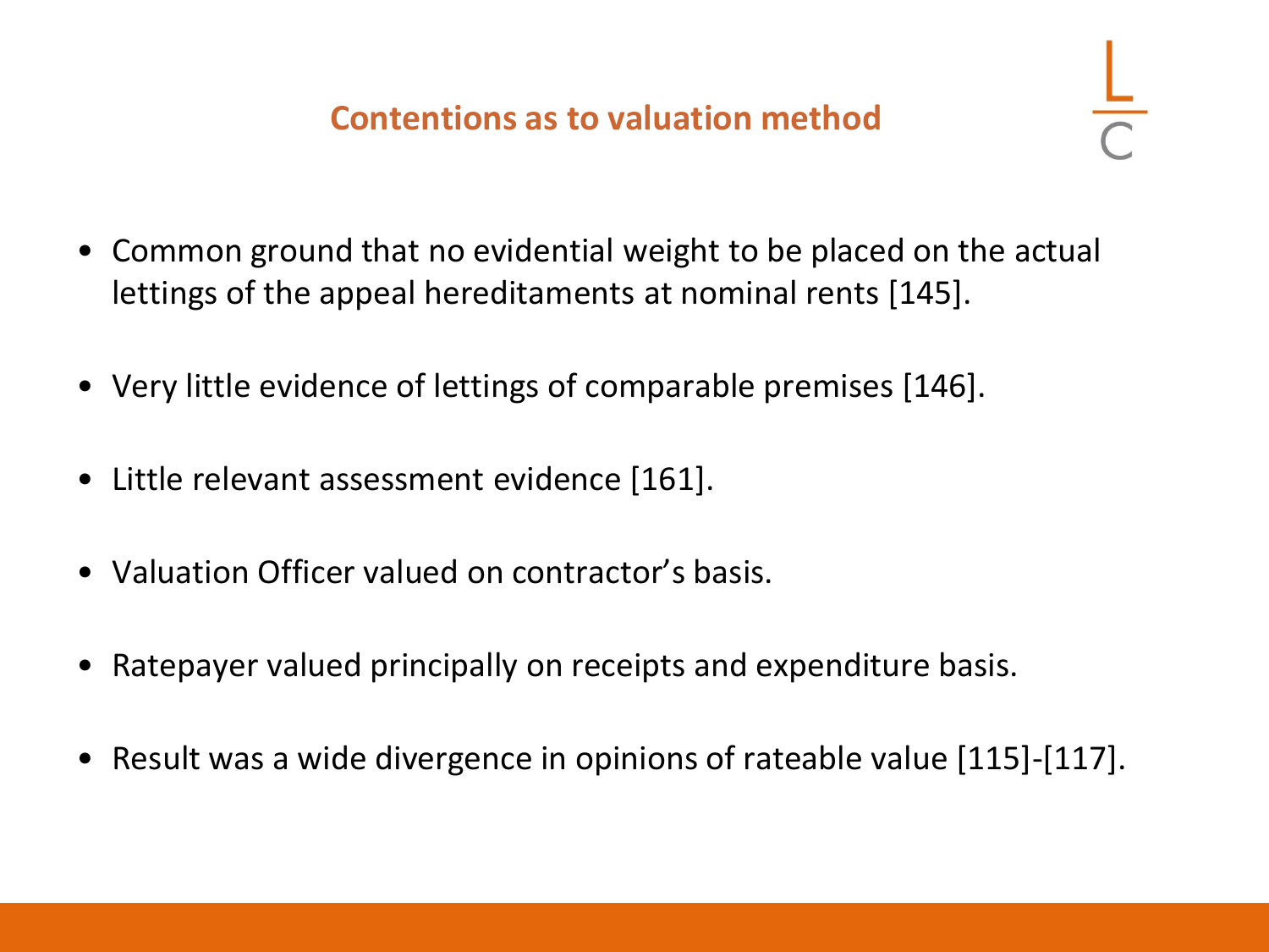## Contentions as to valuation method

- Common ground that no evidential weight to be placed on the actual lettings of the appeal hereditaments at nominal rents [145].
- Very little evidence of lettings of comparable premises [146].
- Little relevant assessment evidence [161].
- Valuation Officer valued on contractor's basis.
- Ratepayer valued principally on receipts and expenditure basis.
- Result was a wide divergence in opinions of rateable value [115]-[117].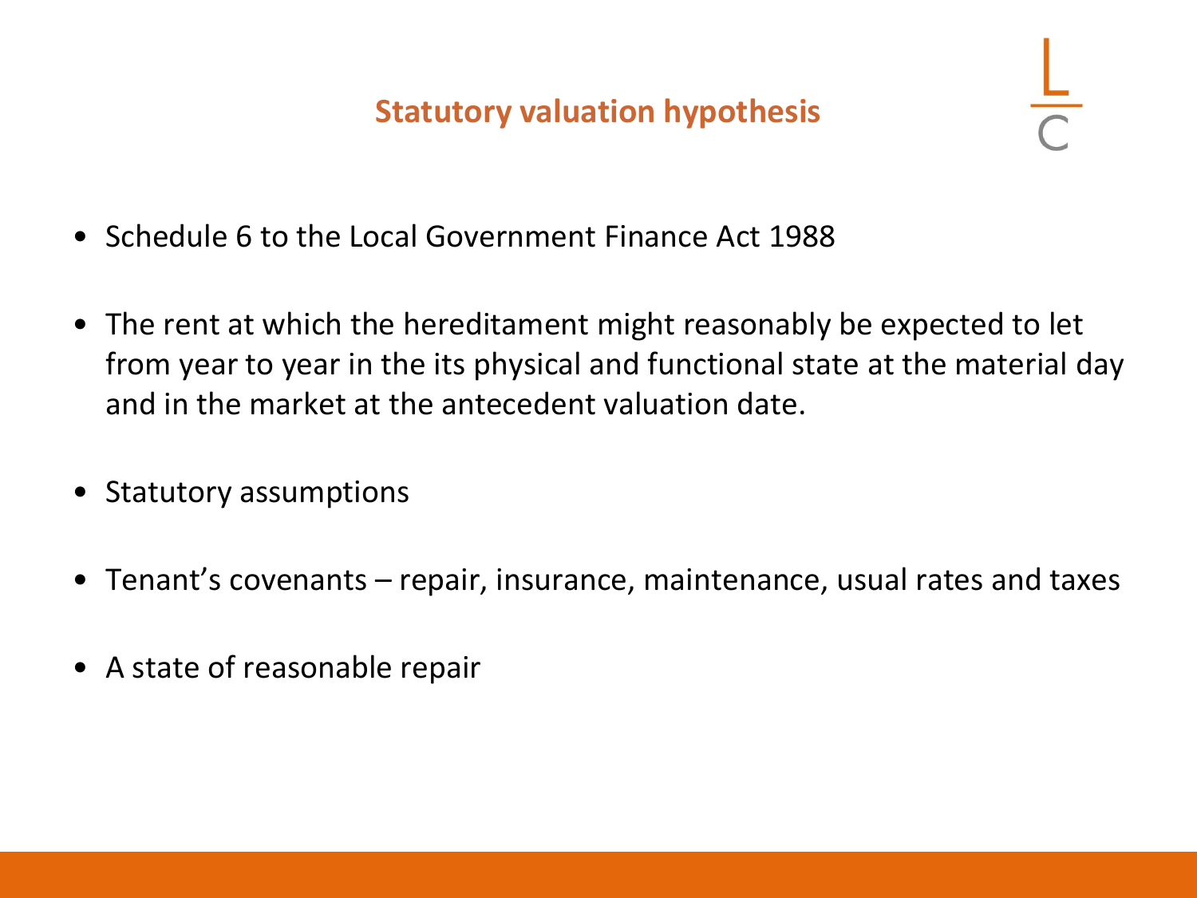## Statutory valuation hypothesis

- Schedule 6 to the Local Government Finance Act 1988
- The rent at which the hereditament might reasonably be expected to let from year to year in the its physical and functional state at the material day and in the market at the antecedent valuation date.
- Statutory assumptions
- Tenant's covenants – repair, insurance, maintenance, usual rates and taxes
- A state of reasonable repair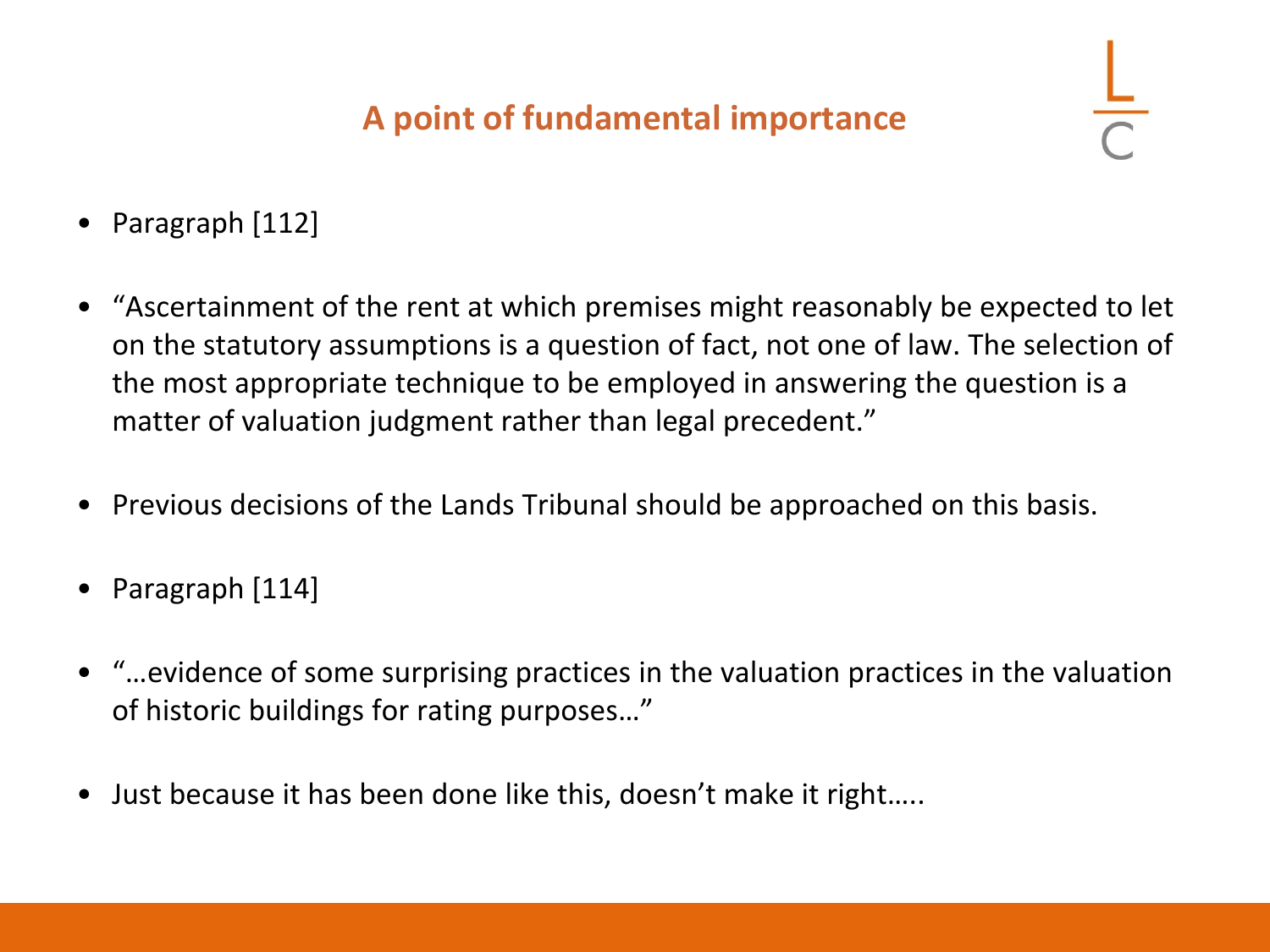## A point of fundamental importance

- Paragraph [112]
- "Ascertainment of the rent at which premises might reasonably be expected to let on the statutory assumptions is a question of fact, not one of law. The selection of the most appropriate technique to be employed in answering the question is a matter of valuation judgment rather than legal precedent."
- Previous decisions of the Lands Tribunal should be approached on this basis.
- Paragraph [114]
- "…evidence of some surprising practices in the valuation practices in the valuation of historic buildings for rating purposes…"
- Just because it has been done like this, doesn't make it right…..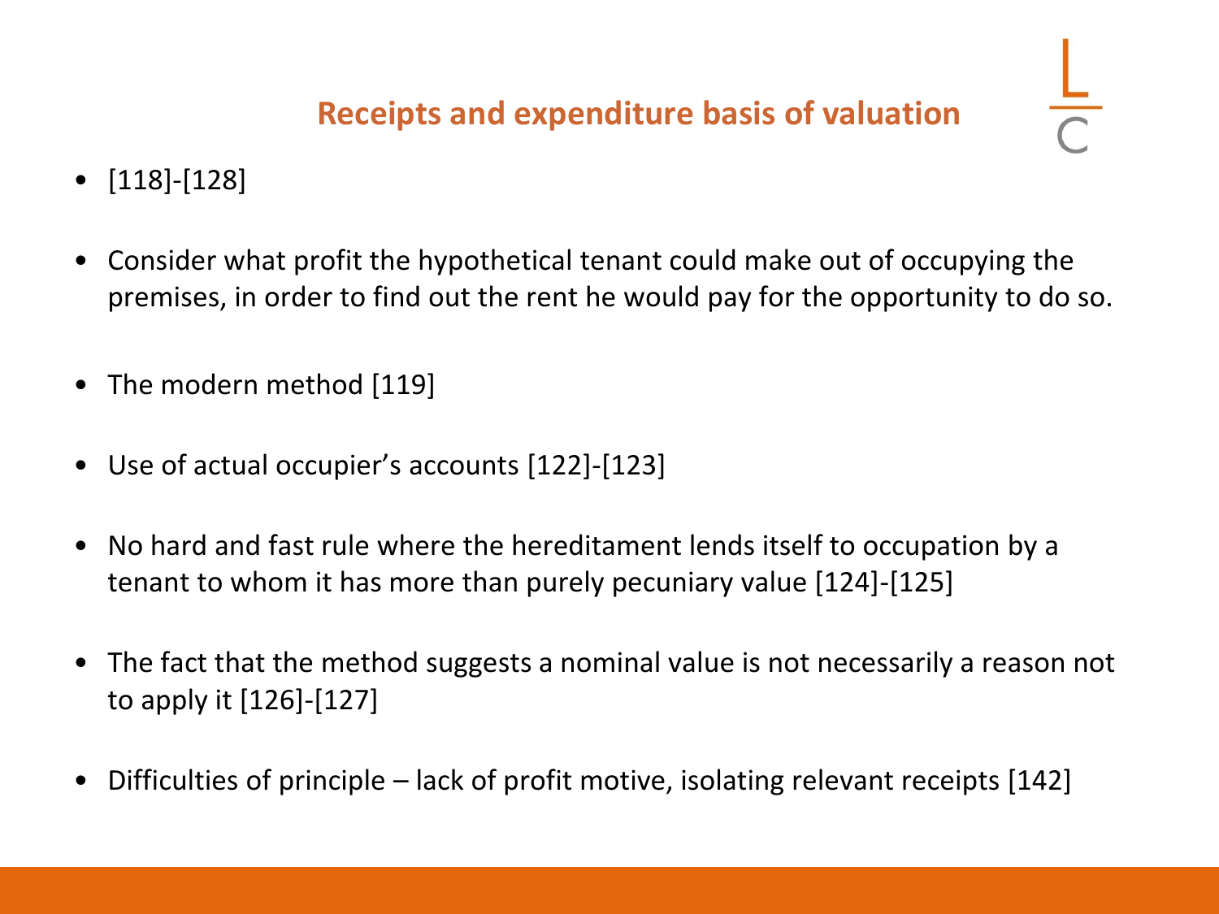## Receipts and expenditure basis of valuation

- [118]-[128]
- Consider what profit the hypothetical tenant could make out of occupying the premises, in order to find out the rent he would pay for the opportunity to do so.
- The modern method [119]
- Use of actual occupier's accounts [122]-[123]
- No hard and fast rule where the hereditament lends itself to occupation by a tenant to whom it has more than purely pecuniary value [124]-[125]
- The fact that the method suggests a nominal value is not necessarily a reason not to apply it [126]-[127]
- Difficulties of principle – lack of profit motive, isolating relevant receipts [142]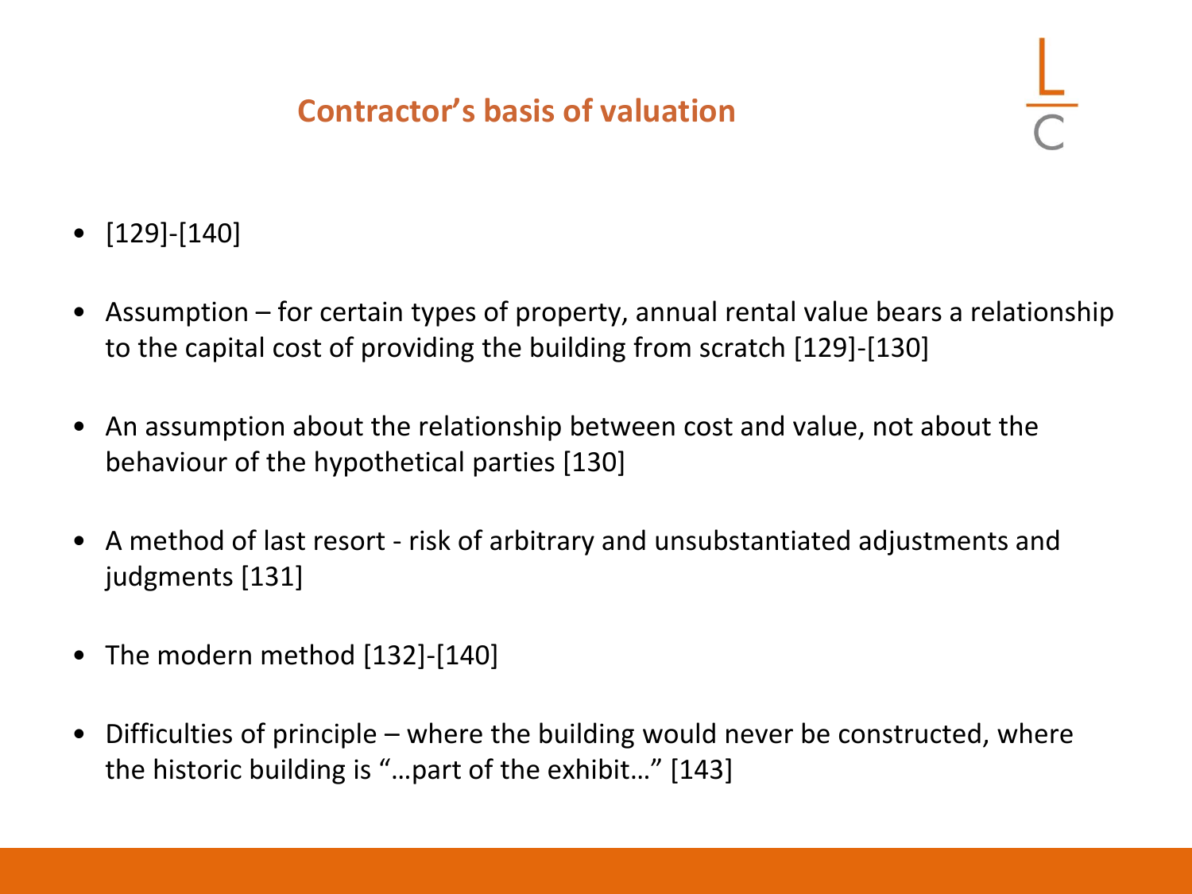## Contractor's basis of valuation

- [129]-[140]
- Assumption – for certain types of property, annual rental value bears a relationship to the capital cost of providing the building from scratch [129]-[130]
- An assumption about the relationship between cost and value, not about the behaviour of the hypothetical parties [130]
- A method of last resort - risk of arbitrary and unsubstantiated adjustments and judgments [131]
- The modern method [132]-[140]
- Difficulties of principle – where the building would never be constructed, where the historic building is "…part of the exhibit…" [143]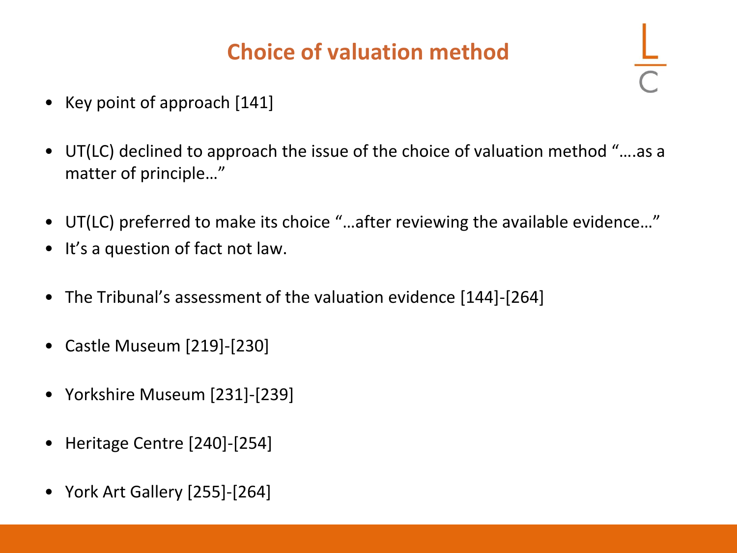# Choice of valuation method

- Key point of approach [141]

- UT(LC) declined to approach the issue of the choice of valuation method "….as a matter of principle…"

- UT(LC) preferred to make its choice "…after reviewing the available evidence…"
- It's a question of fact not law.

- The Tribunal's assessment of the valuation evidence [144]-[264]

- Castle Museum [219]-[230]

- Yorkshire Museum [231]-[239]

- Heritage Centre [240]-[254]

- York Art Gallery [255]-[264]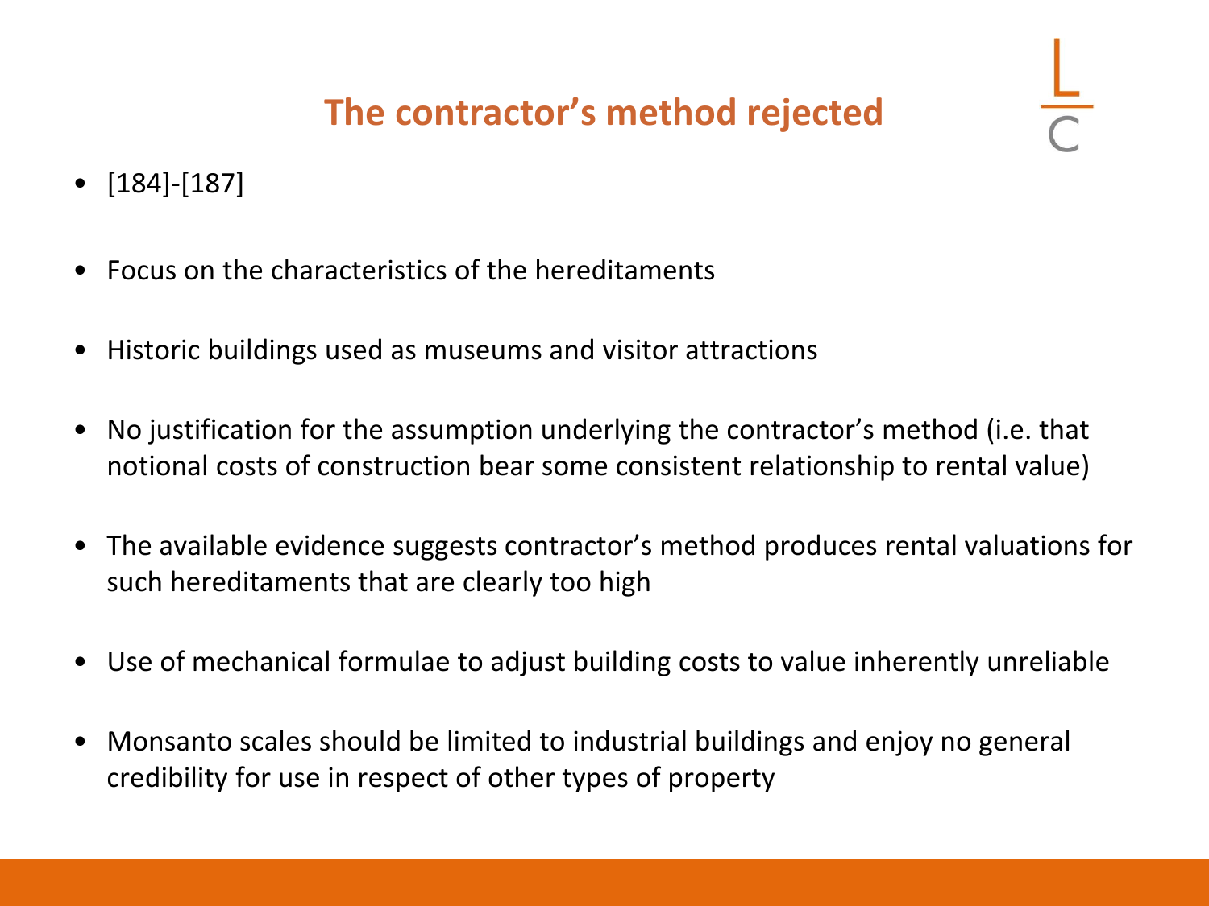# The contractor's method rejected

- [184]-[187]
- Focus on the characteristics of the hereditaments
- Historic buildings used as museums and visitor attractions
- No justification for the assumption underlying the contractor's method (i.e. that notional costs of construction bear some consistent relationship to rental value)
- The available evidence suggests contractor's method produces rental valuations for such hereditaments that are clearly too high
- Use of mechanical formulae to adjust building costs to value inherently unreliable
- Monsanto scales should be limited to industrial buildings and enjoy no general credibility for use in respect of other types of property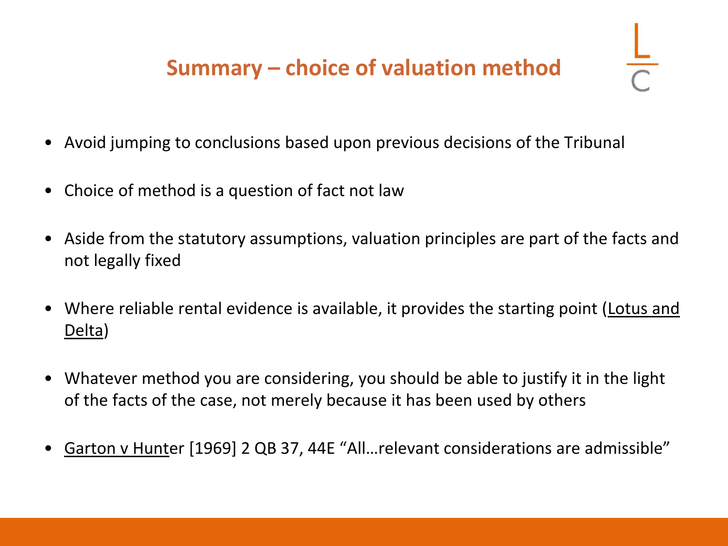## Summary – choice of valuation method

- Avoid jumping to conclusions based upon previous decisions of the Tribunal
- Choice of method is a question of fact not law
- Aside from the statutory assumptions, valuation principles are part of the facts and not legally fixed
- Where reliable rental evidence is available, it provides the starting point (Lotus and Delta)
- Whatever method you are considering, you should be able to justify it in the light of the facts of the case, not merely because it has been used by others
- Garton v Hunter [1969] 2 QB 37, 44E "All…relevant considerations are admissible"